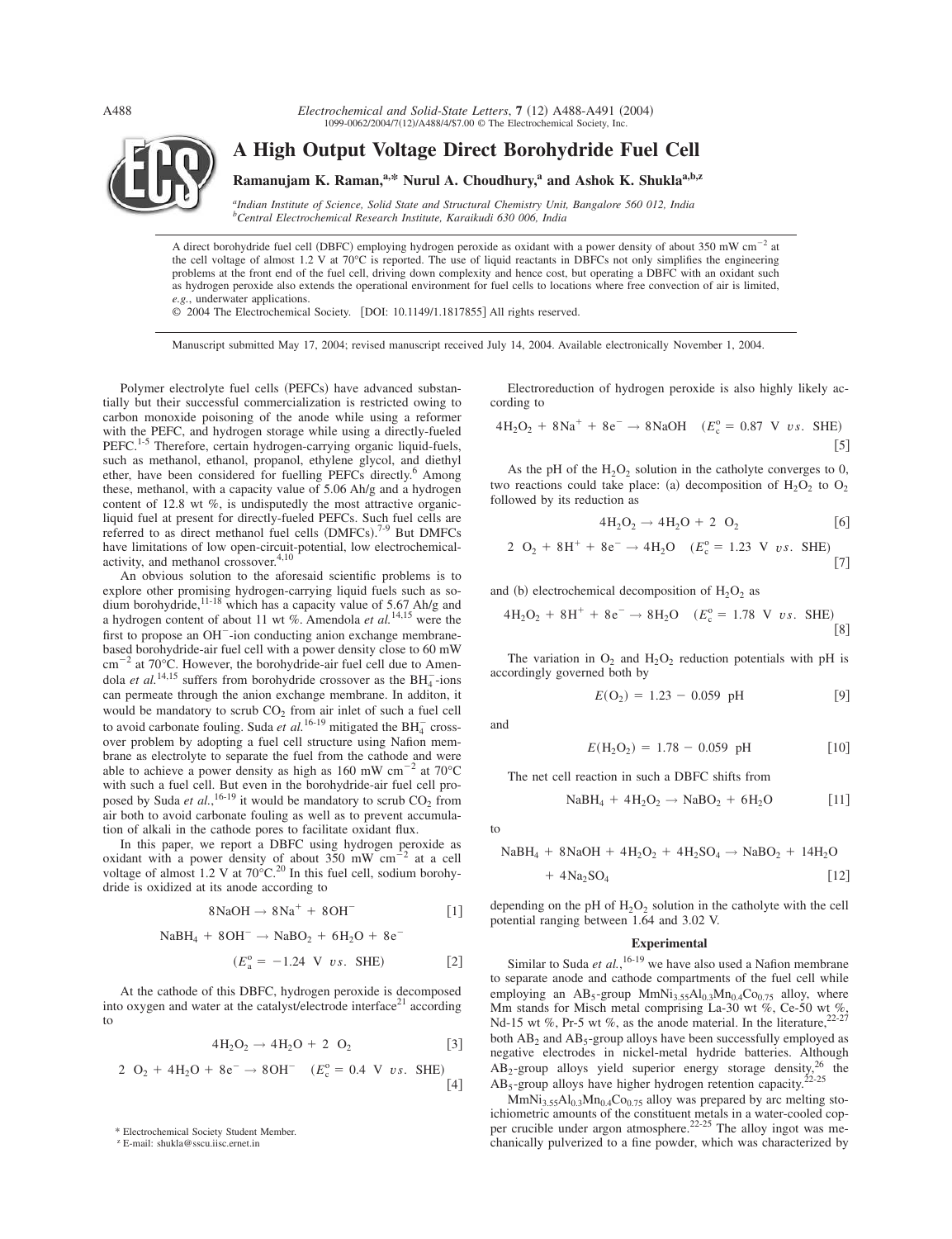# A High Output Voltage Direct Borohydride Fuel Cell

**Ramanujam K. Raman,[a,*] Nurul A. Choudhury,[a] and Ashok K. Shukla[a,b,z]**

[a]*Indian Institute of Science, Solid State and Structural Chemistry Unit, Bangalore 560 012, India*
[b]*Central Electrochemical Research Institute, Karaikudi 630 006, India*

A direct borohydride fuel cell (DBFC) employing hydrogen peroxide as oxidant with a power density of about 350 mW $cm^{-2}$ at the cell voltage of almost 1.2 V at 70°C is reported. The use of liquid reactants in DBFCs not only simplifies the engineering problems at the front end of the fuel cell, driving down complexity and hence cost, but operating a DBFC with an oxidant such as hydrogen peroxide also extends the operational environment for fuel cells to locations where free convection of air is limited, *e.g.*, underwater applications.

© 2004 The Electrochemical Society. [DOI: 10.1149/1.1817855] All rights reserved.

Manuscript submitted May 17, 2004; revised manuscript received July 14, 2004. Available electronically November 1, 2004.

Polymer electrolyte fuel cells (PEFCs) have advanced substantially but their successful commercialization is restricted owing to carbon monoxide poisoning of the anode while using a reformer with the PEFC, and hydrogen storage while using a directly-fueled PEFC.[1-5] Therefore, certain hydrogen-carrying organic liquid-fuels, such as methanol, ethanol, propanol, ethylene glycol, and diethyl ether, have been considered for fuelling PEFCs directly.[6] Among these, methanol, with a capacity value of 5.06 Ah/g and a hydrogen content of 12.8 wt %, is undisputedly the most attractive organic-liquid fuel at present for directly-fueled PEFCs. Such fuel cells are referred to as direct methanol fuel cells (DMFCs).[7-9] But DMFCs have limitations of low open-circuit-potential, low electrochemical-activity, and methanol crossover.[4,10]

An obvious solution to the aforesaid scientific problems is to explore other promising hydrogen-carrying liquid fuels such as sodium borohydride,[11-18] which has a capacity value of 5.67 Ah/g and a hydrogen content of about 11 wt %. Amendola *et al.*[14,15] were the first to propose an $OH^-$-ion conducting anion exchange membrane-based borohydride-air fuel cell with a power density close to 60 mW $cm^{-2}$ at 70°C. However, the borohydride-air fuel cell due to Amendola *et al.*[14,15] suffers from borohydride crossover as the $BH_4^-$-ions can permeate through the anion exchange membrane. In additon, it would be mandatory to scrub $CO_2$ from air inlet of such a fuel cell to avoid carbonate fouling. Suda *et al.*[16-19] mitigated the $BH_4^-$ crossover problem by adopting a fuel cell structure using Nafion membrane as electrolyte to separate the fuel from the cathode and were able to achieve a power density as high as 160 mW $cm^{-2}$ at 70°C with such a fuel cell. But even in the borohydride-air fuel cell proposed by Suda *et al.*,[16-19] it would be mandatory to scrub $CO_2$ from air both to avoid carbonate fouling as well as to prevent accumulation of alkali in the cathode pores to facilitate oxidant flux.

In this paper, we report a DBFC using hydrogen peroxide as oxidant with a power density of about 350 mW $cm^{-2}$ at a cell voltage of almost 1.2 V at 70°C.[20] In this fuel cell, sodium borohydride is oxidized at its anode according to

$$8NaOH \rightarrow 8Na^+ + 8OH^- \quad [1]$$

$$NaBH_4 + 8OH^- \rightarrow NaBO_2 + 6H_2O + 8e^- \quad (E_a^o = -1.24 \text{ V } vs. \text{ SHE}) \quad [2]$$

At the cathode of this DBFC, hydrogen peroxide is decomposed into oxygen and water at the catalyst/electrode interface[21] according to

$$4H_2O_2 \rightarrow 4H_2O + 2\ O_2 \quad [3]$$

$$2\ O_2 + 4H_2O + 8e^- \rightarrow 8OH^- \quad (E_c^o = 0.4 \text{ V } vs. \text{ SHE}) \quad [4]$$

Electroreduction of hydrogen peroxide is also highly likely according to

$$4H_2O_2 + 8Na^+ + 8e^- \rightarrow 8NaOH \quad (E_c^o = 0.87 \text{ V } vs. \text{ SHE}) \quad [5]$$

As the pH of the $H_2O_2$ solution in the catholyte converges to 0, two reactions could take place: (a) decomposition of $H_2O_2$ to $O_2$ followed by its reduction as

$$4H_2O_2 \rightarrow 4H_2O + 2\ O_2 \quad [6]$$

$$2\ O_2 + 8H^+ + 8e^- \rightarrow 4H_2O \quad (E_c^o = 1.23 \text{ V } vs. \text{ SHE}) \quad [7]$$

and (b) electrochemical decomposition of $H_2O_2$ as

$$4H_2O_2 + 8H^+ + 8e^- \rightarrow 8H_2O \quad (E_c^o = 1.78 \text{ V } vs. \text{ SHE}) \quad [8]$$

The variation in $O_2$ and $H_2O_2$ reduction potentials with pH is accordingly governed both by

$$E(O_2) = 1.23 - 0.059 \text{ pH} \quad [9]$$

and

$$E(H_2O_2) = 1.78 - 0.059 \text{ pH} \quad [10]$$

The net cell reaction in such a DBFC shifts from

$$NaBH_4 + 4H_2O_2 \rightarrow NaBO_2 + 6H_2O \quad [11]$$

to

$$NaBH_4 + 8NaOH + 4H_2O_2 + 4H_2SO_4 \rightarrow NaBO_2 + 14H_2O + 4Na_2SO_4 \quad [12]$$

depending on the pH of $H_2O_2$ solution in the catholyte with the cell potential ranging between 1.64 and 3.02 V.

## Experimental

Similar to Suda *et al.*,[16-19] we have also used a Nafion membrane to separate anode and cathode compartments of the fuel cell while employing an $AB_5$-group $MmNi_{3.55}Al_{0.3}Mn_{0.4}Co_{0.75}$ alloy, where Mm stands for Misch metal comprising La-30 wt %, Ce-50 wt %, Nd-15 wt %, Pr-5 wt %, as the anode material. In the literature,[22-27] both $AB_2$ and $AB_5$-group alloys have been successfully employed as negative electrodes in nickel-metal hydride batteries. Although $AB_2$-group alloys yield superior energy storage density,[26] the $AB_5$-group alloys have higher hydrogen retention capacity.[22-25]

$MmNi_{3.55}Al_{0.3}Mn_{0.4}Co_{0.75}$ alloy was prepared by arc melting stoichiometric amounts of the constituent metals in a water-cooled copper crucible under argon atmosphere.[22-25] The alloy ingot was mechanically pulverized to a fine powder, which was characterized by

\* Electrochemical Society Student Member.
z E-mail: shukla@sscu.iisc.ernet.in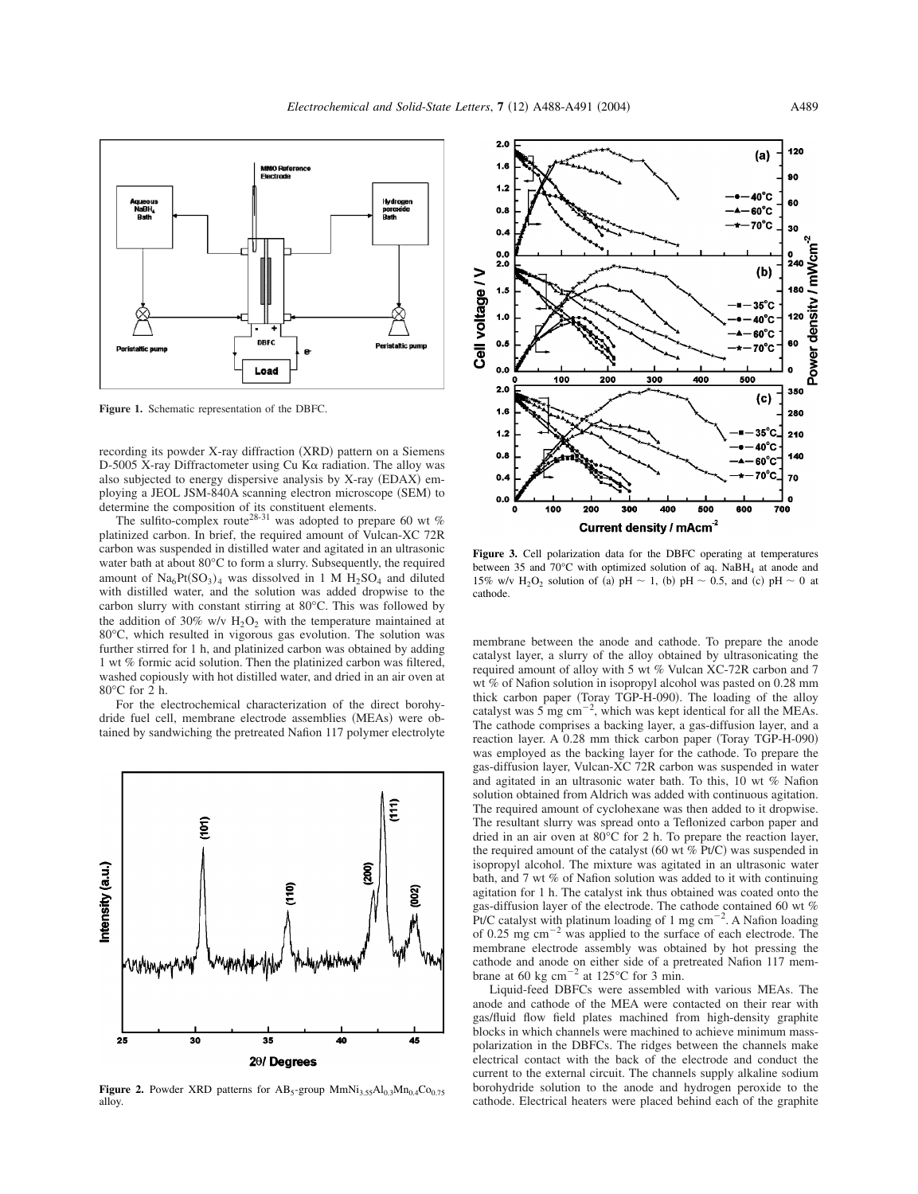Figure 1. Schematic representation of the DBFC.

recording its powder X-ray diffraction (XRD) pattern on a Siemens D-5005 X-ray Diffractometer using Cu K$\alpha$ radiation. The alloy was also subjected to energy dispersive analysis by X-ray (EDAX) employing a JEOL JSM-840A scanning electron microscope (SEM) to determine the composition of its constituent elements.

The sulfito-complex route[28-31] was adopted to prepare 60 wt % platinized carbon. In brief, the required amount of Vulcan-XC 72R carbon was suspended in distilled water and agitated in an ultrasonic water bath at about 80°C to form a slurry. Subsequently, the required amount of $Na_6Pt(SO_3)_4$ was dissolved in 1 M $H_2SO_4$ and diluted with distilled water, and the solution was added dropwise to the carbon slurry with constant stirring at 80°C. This was followed by the addition of 30% w/v $H_2O_2$ with the temperature maintained at 80°C, which resulted in vigorous gas evolution. The solution was further stirred for 1 h, and platinized carbon was obtained by adding 1 wt % formic acid solution. Then the platinized carbon was filtered, washed copiously with hot distilled water, and dried in an air oven at 80°C for 2 h.

For the electrochemical characterization of the direct borohydride fuel cell, membrane electrode assemblies (MEAs) were obtained by sandwiching the pretreated Nafion 117 polymer electrolyte membrane between the anode and cathode. To prepare the anode catalyst layer, a slurry of the alloy obtained by ultrasonicating the required amount of alloy with 5 wt % Vulcan XC-72R carbon and 7 wt % of Nafion solution in isopropyl alcohol was pasted on 0.28 mm thick carbon paper (Toray TGP-H-090). The loading of the alloy catalyst was 5 mg $cm^{-2}$, which was kept identical for all the MEAs. The cathode comprises a backing layer, a gas-diffusion layer, and a reaction layer. A 0.28 mm thick carbon paper (Toray TGP-H-090) was employed as the backing layer for the cathode. To prepare the gas-diffusion layer, Vulcan-XC 72R carbon was suspended in water and agitated in an ultrasonic water bath. To this, 10 wt % Nafion solution obtained from Aldrich was added with continuous agitation. The required amount of cyclohexane was then added to it dropwise. The resultant slurry was spread onto a Teflonized carbon paper and dried in an air oven at 80°C for 2 h. To prepare the reaction layer, the required amount of the catalyst (60 wt % Pt/C) was suspended in isopropyl alcohol. The mixture was agitated in an ultrasonic water bath, and 7 wt % of Nafion solution was added to it with continuing agitation for 1 h. The catalyst ink thus obtained was coated onto the gas-diffusion layer of the electrode. The cathode contained 60 wt % Pt/C catalyst with platinum loading of 1 mg $cm^{-2}$. A Nafion loading of 0.25 mg $cm^{-2}$ was applied to the surface of each electrode. The membrane electrode assembly was obtained by hot pressing the cathode and anode on either side of a pretreated Nafion 117 membrane at 60 kg $cm^{-2}$ at 125°C for 3 min.

Figure 2. Powder XRD patterns for $AB_5$-group $MmNi_{3.55}Al_{0.3}Mn_{0.4}Co_{0.75}$ alloy.

Figure 3. Cell polarization data for the DBFC operating at temperatures between 35 and 70°C with optimized solution of aq. $NaBH_4$ at anode and 15% w/v $H_2O_2$ solution of (a) pH ~ 1, (b) pH ~ 0.5, and (c) pH ~ 0 at cathode.

Liquid-feed DBFCs were assembled with various MEAs. The anode and cathode of the MEA were contacted on their rear with gas/fluid flow field plates machined from high-density graphite blocks in which channels were machined to achieve minimum mass-polarization in the DBFCs. The ridges between the channels make electrical contact with the back of the electrode and conduct the current to the external circuit. The channels supply alkaline sodium borohydride solution to the anode and hydrogen peroxide to the cathode. Electrical heaters were placed behind each of the graphite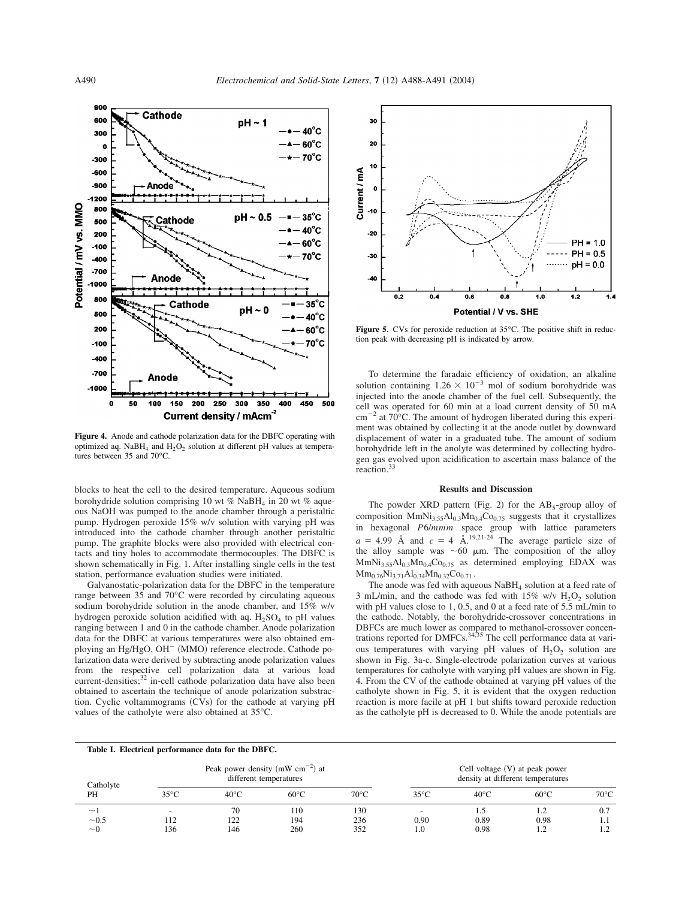Figure 4. Anode and cathode polarization data for the DBFC operating with optimized aq. $NaBH_4$ and $H_2O_2$ solution at different pH values at temperatures between 35 and 70°C.

Figure 5. CVs for peroxide reduction at 35°C. The positive shift in reduction peak with decreasing pH is indicated by arrow.

blocks to heat the cell to the desired temperature. Aqueous sodium borohydride solution comprising 10 wt % $NaBH_4$ in 20 wt % aqueous NaOH was pumped to the anode chamber through a peristaltic pump. Hydrogen peroxide 15% w/v solution with varying pH was introduced into the cathode chamber through another peristaltic pump. The graphite blocks were also provided with electrical contacts and tiny holes to accommodate thermocouples. The DBFC is shown schematically in Fig. 1. After installing single cells in the test station, performance evaluation studies were initiated.

Galvanostatic-polarization data for the DBFC in the temperature range between 35 and 70°C were recorded by circulating aqueous sodium borohydride solution in the anode chamber, and 15% w/v hydrogen peroxide solution acidified with aq. $H_2SO_4$ to pH values ranging between 1 and 0 in the cathode chamber. Anode polarization data for the DBFC at various temperatures were also obtained employing an Hg/HgO, $OH^-$ (MMO) reference electrode. Cathode polarization data were derived by subtracting anode polarization values from the respective cell polarization data at various load current-densities;[32] in-cell cathode polarization data have also been obtained to ascertain the technique of anode polarization subtraction. Cyclic voltammograms (CVs) for the cathode at varying pH values of the catholyte were also obtained at 35°C.

To determine the faradaic efficiency of oxidation, an alkaline solution containing $1.26 \times 10^{-3}$ mol of sodium borohydride was injected into the anode chamber of the fuel cell. Subsequently, the cell was operated for 60 min at a load current density of 50 mA $cm^{-2}$ at 70°C. The amount of hydrogen liberated during this experiment was obtained by collecting it at the anode outlet by downward displacement of water in a graduated tube. The amount of sodium borohydride left in the anolyte was determined by collecting hydrogen gas evolved upon acidification to ascertain mass balance of the reaction.[33]

## Results and Discussion

The powder XRD pattern (Fig. 2) for the $AB_5$-group alloy of composition $MmNi_{3.55}Al_{0.3}Mn_{0.4}Co_{0.75}$ suggests that it crystallizes in hexagonal $P6/mmm$ space group with lattice parameters $a = 4.99$ Å and $c = 4$ Å.[19,21-24] The average particle size of the alloy sample was ~60 μm. The composition of the alloy $MmNi_{3.55}Al_{0.3}Mn_{0.4}Co_{0.75}$ as determined employing EDAX was $Mm_{0.76}Ni_{3.71}Al_{0.34}Mn_{0.32}Co_{0.71}$.

The anode was fed with aqueous $NaBH_4$ solution at a feed rate of 3 mL/min, and the cathode was fed with 15% w/v $H_2O_2$ solution with pH values close to 1, 0.5, and 0 at a feed rate of 5.5 mL/min to the cathode. Notably, the borohydride-crossover concentrations in DBFCs are much lower as compared to methanol-crossover concentrations reported for DMFCs.[34,35] The cell performance data at various temperatures with varying pH values of $H_2O_2$ solution are shown in Fig. 3a-c. Single-electrode polarization curves at various temperatures for catholyte with varying pH values are shown in Fig. 4. From the CV of the cathode obtained at varying pH values of the catholyte shown in Fig. 5, it is evident that the oxygen reduction reaction is more facile at pH 1 but shifts toward peroxide reduction as the catholyte pH is decreased to 0. While the anode potentials are

**Table I. Electrical performance data for the DBFC.**

| Catholyte PH | Peak power density (mW $cm^{-2}$) at different temperatures | | | | Cell voltage (V) at peak power density at different temperatures | | | |
|---|---|---|---|---|---|---|---|---|
| | 35°C | 40°C | 60°C | 70°C | 35°C | 40°C | 60°C | 70°C |
| ~1 | - | 70 | 110 | 130 | - | 1.5 | 1.2 | 0.7 |
| ~0.5 | 112 | 122 | 194 | 236 | 0.90 | 0.89 | 0.98 | 1.1 |
| ~0 | 136 | 146 | 260 | 352 | 1.0 | 0.98 | 1.2 | 1.2 |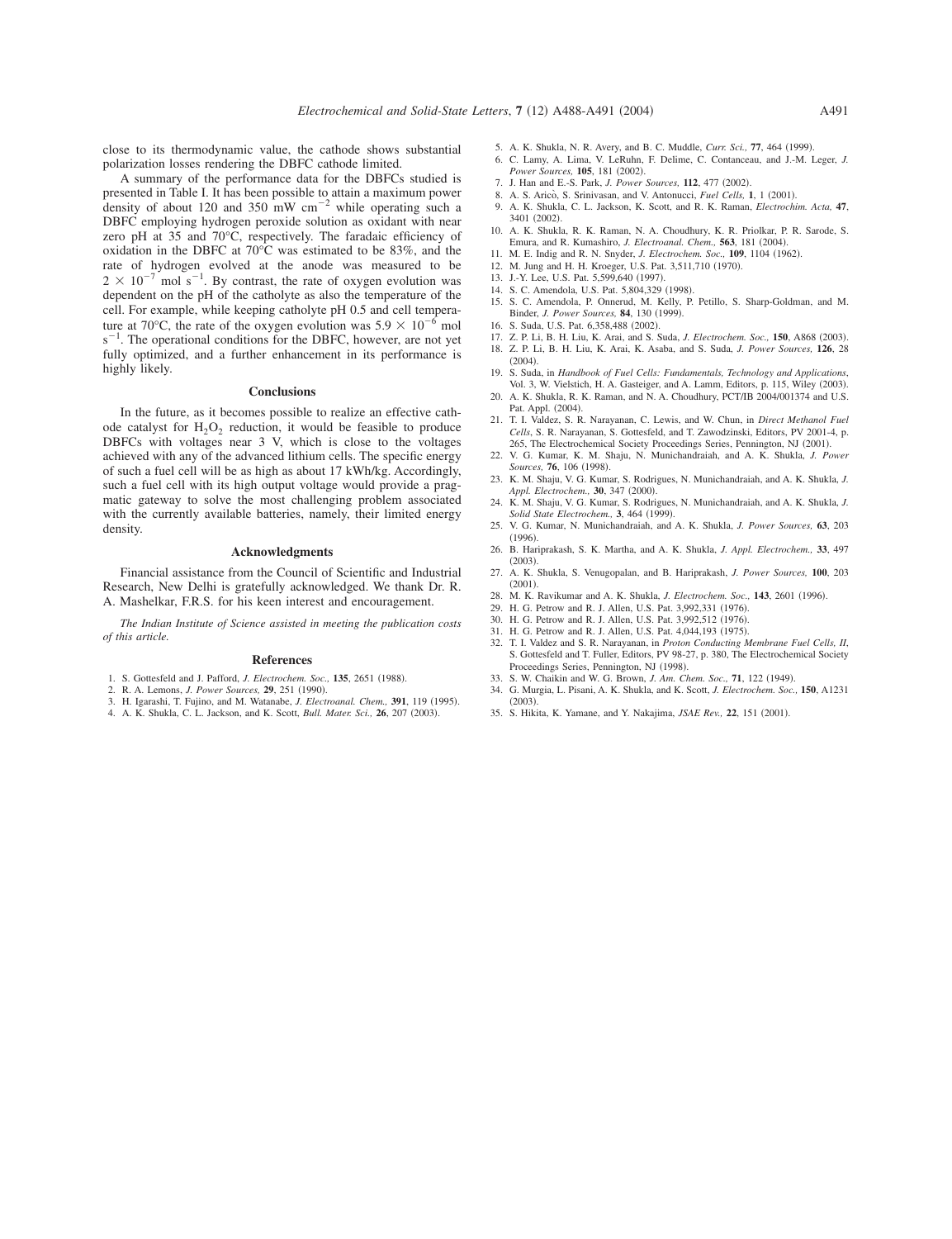close to its thermodynamic value, the cathode shows substantial polarization losses rendering the DBFC cathode limited.

A summary of the performance data for the DBFCs studied is presented in Table I. It has been possible to attain a maximum power density of about 120 and 350 mW $cm^{-2}$ while operating such a DBFC employing hydrogen peroxide solution as oxidant with near zero pH at 35 and 70°C, respectively. The faradaic efficiency of oxidation in the DBFC at 70°C was estimated to be 83%, and the rate of hydrogen evolved at the anode was measured to be $2 \times 10^{-7}$ mol $s^{-1}$. By contrast, the rate of oxygen evolution was dependent on the pH of the catholyte as also the temperature of the cell. For example, while keeping catholyte pH 0.5 and cell temperature at 70°C, the rate of the oxygen evolution was $5.9 \times 10^{-6}$ mol $s^{-1}$. The operational conditions for the DBFC, however, are not yet fully optimized, and a further enhancement in its performance is highly likely.

## Conclusions

In the future, as it becomes possible to realize an effective cathode catalyst for $H_2O_2$ reduction, it would be feasible to produce DBFCs with voltages near 3 V, which is close to the voltages achieved with any of the advanced lithium cells. The specific energy of such a fuel cell will be as high as about 17 kWh/kg. Accordingly, such a fuel cell with its high output voltage would provide a pragmatic gateway to solve the most challenging problem associated with the currently available batteries, namely, their limited energy density.

## Acknowledgments

Financial assistance from the Council of Scientific and Industrial Research, New Delhi is gratefully acknowledged. We thank Dr. R. A. Mashelkar, F.R.S. for his keen interest and encouragement.

*The Indian Institute of Science assisted in meeting the publication costs of this article.*

## References

1. S. Gottesfeld and J. Pafford, *J. Electrochem. Soc.,* **135**, 2651 (1988).
2. R. A. Lemons, *J. Power Sources,* **29**, 251 (1990).
3. H. Igarashi, T. Fujino, and M. Watanabe, *J. Electroanal. Chem.,* **391**, 119 (1995).
4. A. K. Shukla, C. L. Jackson, and K. Scott, *Bull. Mater. Sci.,* **26**, 207 (2003).
5. A. K. Shukla, N. R. Avery, and B. C. Muddle, *Curr. Sci.,* **77**, 464 (1999).
6. C. Lamy, A. Lima, V. LeRuhn, F. Delime, C. Contanceau, and J.-M. Leger, *J. Power Sources,* **105**, 181 (2002).
7. J. Han and E.-S. Park, *J. Power Sources,* **112**, 477 (2002).
8. A. S. Aricò, S. Srinivasan, and V. Antonucci, *Fuel Cells,* **1**, 1 (2001).
9. A. K. Shukla, C. L. Jackson, K. Scott, and R. K. Raman, *Electrochim. Acta,* **47**, 3401 (2002).
10. A. K. Shukla, R. K. Raman, N. A. Choudhury, K. R. Priolkar, P. R. Sarode, S. Emura, and R. Kumashiro, *J. Electroanal. Chem.,* **563**, 181 (2004).
11. M. E. Indig and R. N. Snyder, *J. Electrochem. Soc.,* **109**, 1104 (1962).
12. M. Jung and H. H. Kroeger, U.S. Pat. 3,511,710 (1970).
13. J.-Y. Lee, U.S. Pat. 5,599,640 (1997).
14. S. C. Amendola, U.S. Pat. 5,804,329 (1998).
15. S. C. Amendola, P. Onnerud, M. Kelly, P. Petillo, S. Sharp-Goldman, and M. Binder, *J. Power Sources,* **84**, 130 (1999).
16. S. Suda, U.S. Pat. 6,358,488 (2002).
17. Z. P. Li, B. H. Liu, K. Arai, and S. Suda, *J. Electrochem. Soc.,* **150**, A868 (2003).
18. Z. P. Li, B. H. Liu, K. Arai, K. Asaba, and S. Suda, *J. Power Sources,* **126**, 28 (2004).
19. S. Suda, in *Handbook of Fuel Cells: Fundamentals, Technology and Applications*, Vol. 3, W. Vielstich, H. A. Gasteiger, and A. Lamm, Editors, p. 115, Wiley (2003).
20. A. K. Shukla, R. K. Raman, and N. A. Choudhury, PCT/IB 2004/001374 and U.S. Pat. Appl. (2004).
21. T. I. Valdez, S. R. Narayanan, C. Lewis, and W. Chun, in *Direct Methanol Fuel Cells*, S. R. Narayanan, S. Gottesfeld, and T. Zawodzinski, Editors, PV 2001-4, p. 265, The Electrochemical Society Proceedings Series, Pennington, NJ (2001).
22. V. G. Kumar, K. M. Shaju, N. Munichandraiah, and A. K. Shukla, *J. Power Sources,* **76**, 106 (1998).
23. K. M. Shaju, V. G. Kumar, S. Rodrigues, N. Munichandraiah, and A. K. Shukla, *J. Appl. Electrochem.,* **30**, 347 (2000).
24. K. M. Shaju, V. G. Kumar, S. Rodrigues, N. Munichandraiah, and A. K. Shukla, *J. Solid State Electrochem.,* **3**, 464 (1999).
25. V. G. Kumar, N. Munichandraiah, and A. K. Shukla, *J. Power Sources,* **63**, 203 (1996).
26. B. Hariprakash, S. K. Martha, and A. K. Shukla, *J. Appl. Electrochem.,* **33**, 497 (2003).
27. A. K. Shukla, S. Venugopalan, and B. Hariprakash, *J. Power Sources,* **100**, 203 (2001).
28. M. K. Ravikumar and A. K. Shukla, *J. Electrochem. Soc.,* **143**, 2601 (1996).
29. H. G. Petrow and R. J. Allen, U.S. Pat. 3,992,331 (1976).
30. H. G. Petrow and R. J. Allen, U.S. Pat. 3,992,512 (1976).
31. H. G. Petrow and R. J. Allen, U.S. Pat. 4,044,193 (1975).
32. T. I. Valdez and S. R. Narayanan, in *Proton Conducting Membrane Fuel Cells, II*, S. Gottesfeld and T. Fuller, Editors, PV 98-27, p. 380, The Electrochemical Society Proceedings Series, Pennington, NJ (1998).
33. S. W. Chaikin and W. G. Brown, *J. Am. Chem. Soc.,* **71**, 122 (1949).
34. G. Murgia, L. Pisani, A. K. Shukla, and K. Scott, *J. Electrochem. Soc.,* **150**, A1231 (2003).
35. S. Hikita, K. Yamane, and Y. Nakajima, *JSAE Rev.,* **22**, 151 (2001).